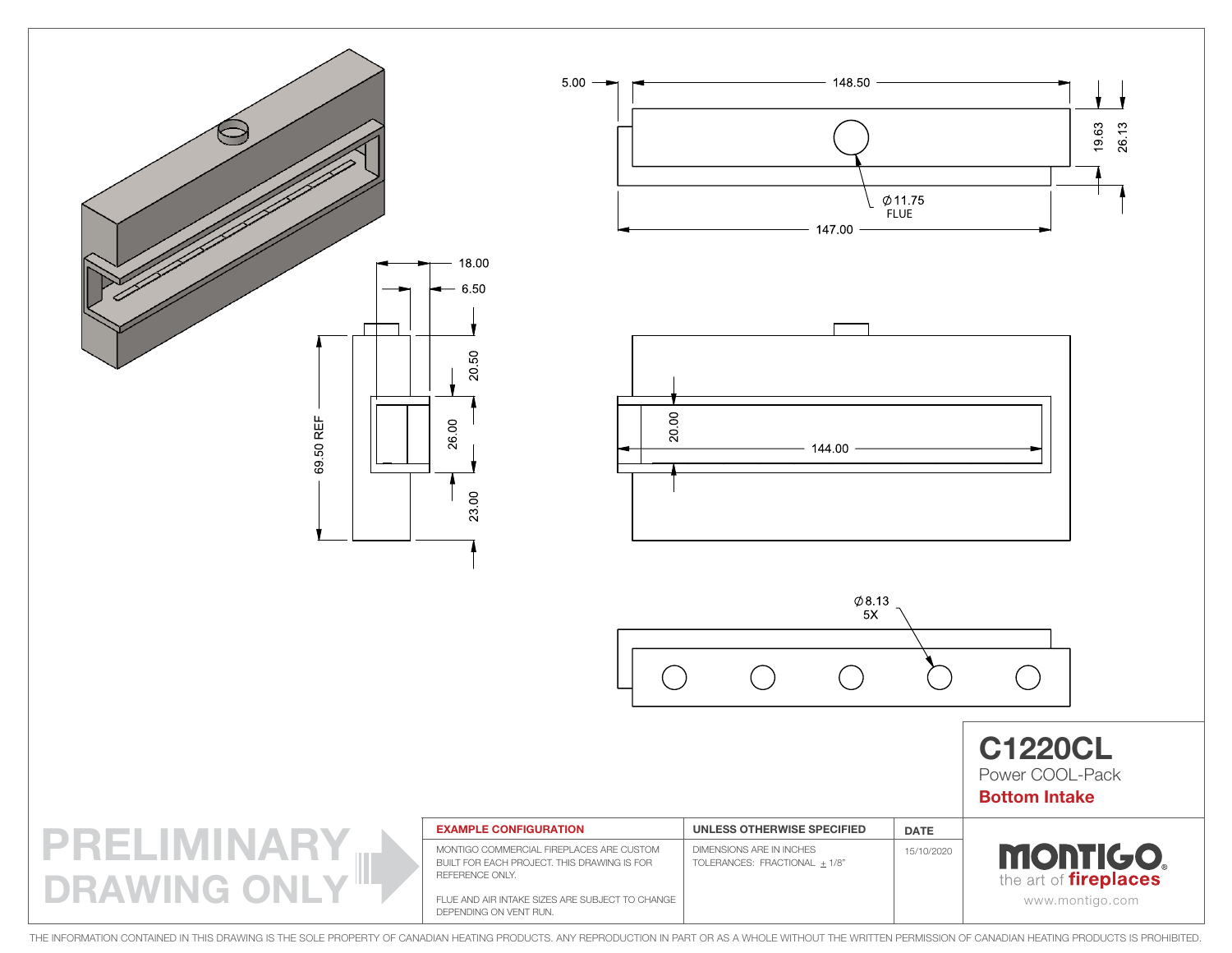5.00

148.50

19.63

26.13

∅11.75
FLUE

147.00

18.00

6.50

20.50

69.50 REF

26.00

23.00

20.00

144.00

∅8.13
5X

# C1220CL

Power COOL-Pack

**Bottom Intake**

PRELIMINARY DRAWING ONLY

| EXAMPLE CONFIGURATION | UNLESS OTHERWISE SPECIFIED | DATE |
| --- | --- | --- |
| MONTIGO COMMERCIAL FIREPLACES ARE CUSTOM BUILT FOR EACH PROJECT. THIS DRAWING IS FOR REFERENCE ONLY.<br><br>FLUE AND AIR INTAKE SIZES ARE SUBJECT TO CHANGE DEPENDING ON VENT RUN. | DIMENSIONS ARE IN INCHES<br>TOLERANCES: FRACTIONAL ± 1/8" | 15/10/2020 |

MONTIGO®
the art of fireplaces
www.montigo.com

THE INFORMATION CONTAINED IN THIS DRAWING IS THE SOLE PROPERTY OF CANADIAN HEATING PRODUCTS. ANY REPRODUCTION IN PART OR AS A WHOLE WITHOUT THE WRITTEN PERMISSION OF CANADIAN HEATING PRODUCTS IS PROHIBITED.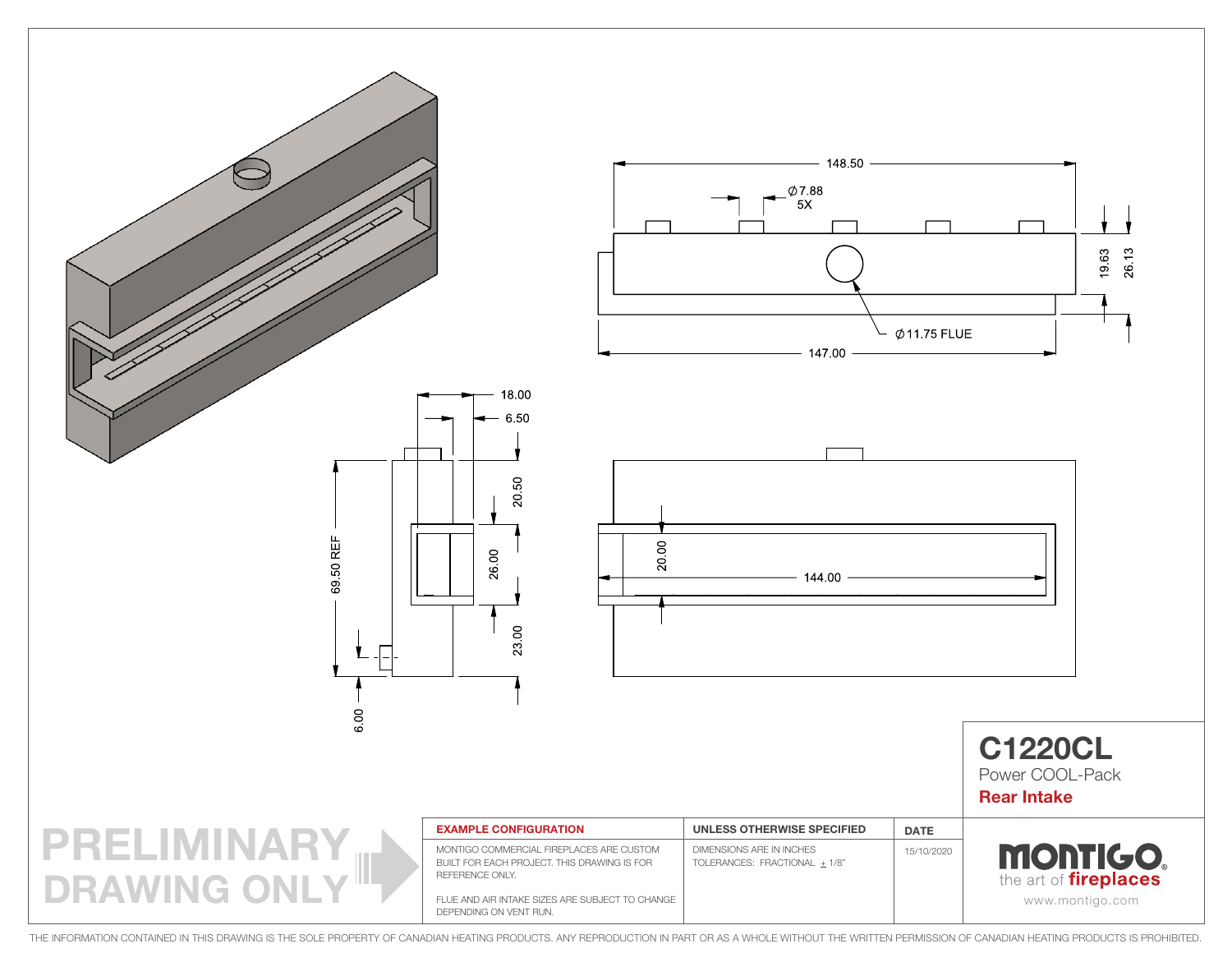148.50

$\varnothing$7.88
5X

19.63

26.13

$\varnothing$11.75 FLUE

147.00

18.00

6.50

20.50

69.50 REF

26.00

20.00

144.00

23.00

6.00

# C1220CL

Power COOL-Pack

**Rear Intake**

**PRELIMINARY DRAWING ONLY**

| EXAMPLE CONFIGURATION | UNLESS OTHERWISE SPECIFIED | DATE |
|---|---|---|
| MONTIGO COMMERCIAL FIREPLACES ARE CUSTOM BUILT FOR EACH PROJECT. THIS DRAWING IS FOR REFERENCE ONLY.<br><br>FLUE AND AIR INTAKE SIZES ARE SUBJECT TO CHANGE DEPENDING ON VENT RUN. | DIMENSIONS ARE IN INCHES<br>TOLERANCES: FRACTIONAL ± 1/8" | 15/10/2020 |

**MONTIGO**
the art of **fireplaces**
www.montigo.com

THE INFORMATION CONTAINED IN THIS DRAWING IS THE SOLE PROPERTY OF CANADIAN HEATING PRODUCTS. ANY REPRODUCTION IN PART OR AS A WHOLE WITHOUT THE WRITTEN PERMISSION OF CANADIAN HEATING PRODUCTS IS PROHIBITED.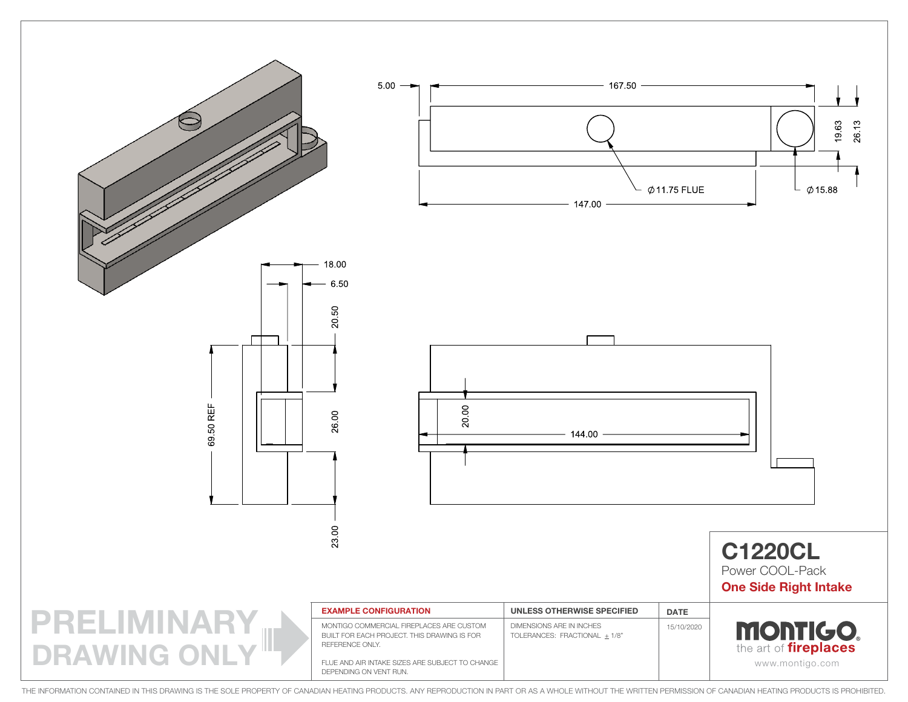5.00

167.50

19.63

26.13

⌀11.75 FLUE

⌀15.88

147.00

18.00

6.50

20.50

69.50 REF

26.00

23.00

20.00

144.00

# C1220CL

Power COOL-Pack

**One Side Right Intake**

| EXAMPLE CONFIGURATION | UNLESS OTHERWISE SPECIFIED | DATE |
|---|---|---|
| MONTIGO COMMERCIAL FIREPLACES ARE CUSTOM BUILT FOR EACH PROJECT. THIS DRAWING IS FOR REFERENCE ONLY. FLUE AND AIR INTAKE SIZES ARE SUBJECT TO CHANGE DEPENDING ON VENT RUN. | DIMENSIONS ARE IN INCHES TOLERANCES: FRACTIONAL ± 1/8" | 15/10/2020 |

PRELIMINARY DRAWING ONLY

MONTIGO the art of fireplaces

www.montigo.com

THE INFORMATION CONTAINED IN THIS DRAWING IS THE SOLE PROPERTY OF CANADIAN HEATING PRODUCTS. ANY REPRODUCTION IN PART OR AS A WHOLE WITHOUT THE WRITTEN PERMISSION OF CANADIAN HEATING PRODUCTS IS PROHIBITED.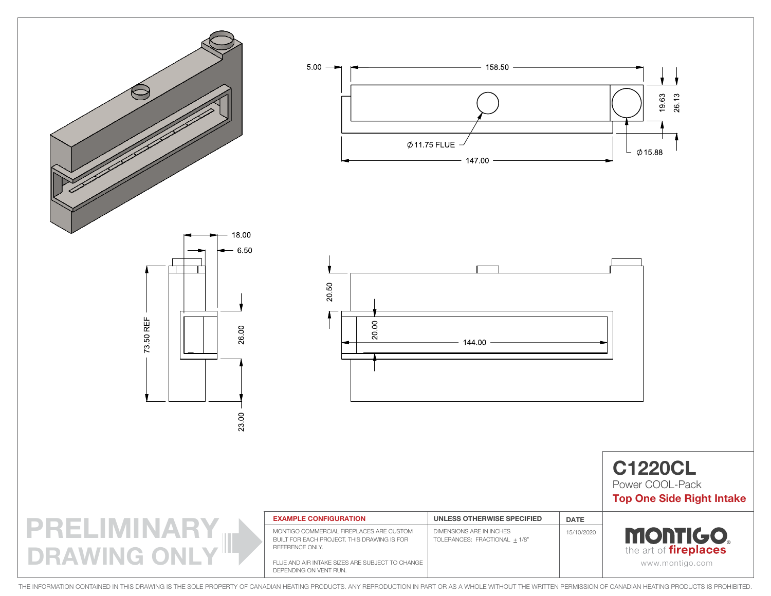5.00

158.50

19.63

26.13

Ø11.75 FLUE

Ø15.88

147.00

18.00

6.50

73.50 REF

26.00

23.00

20.50

20.00

144.00

# C1220CL

Power COOL-Pack

**Top One Side Right Intake**

PRELIMINARY DRAWING ONLY

| EXAMPLE CONFIGURATION | UNLESS OTHERWISE SPECIFIED | DATE |
|---|---|---|
| MONTIGO COMMERCIAL FIREPLACES ARE CUSTOM BUILT FOR EACH PROJECT. THIS DRAWING IS FOR REFERENCE ONLY.<br><br>FLUE AND AIR INTAKE SIZES ARE SUBJECT TO CHANGE DEPENDING ON VENT RUN. | DIMENSIONS ARE IN INCHES<br>TOLERANCES: FRACTIONAL ± 1/8" | 15/10/2020 |

MONTIGO
the art of fireplaces
www.montigo.com

THE INFORMATION CONTAINED IN THIS DRAWING IS THE SOLE PROPERTY OF CANADIAN HEATING PRODUCTS. ANY REPRODUCTION IN PART OR AS A WHOLE WITHOUT THE WRITTEN PERMISSION OF CANADIAN HEATING PRODUCTS IS PROHIBITED.